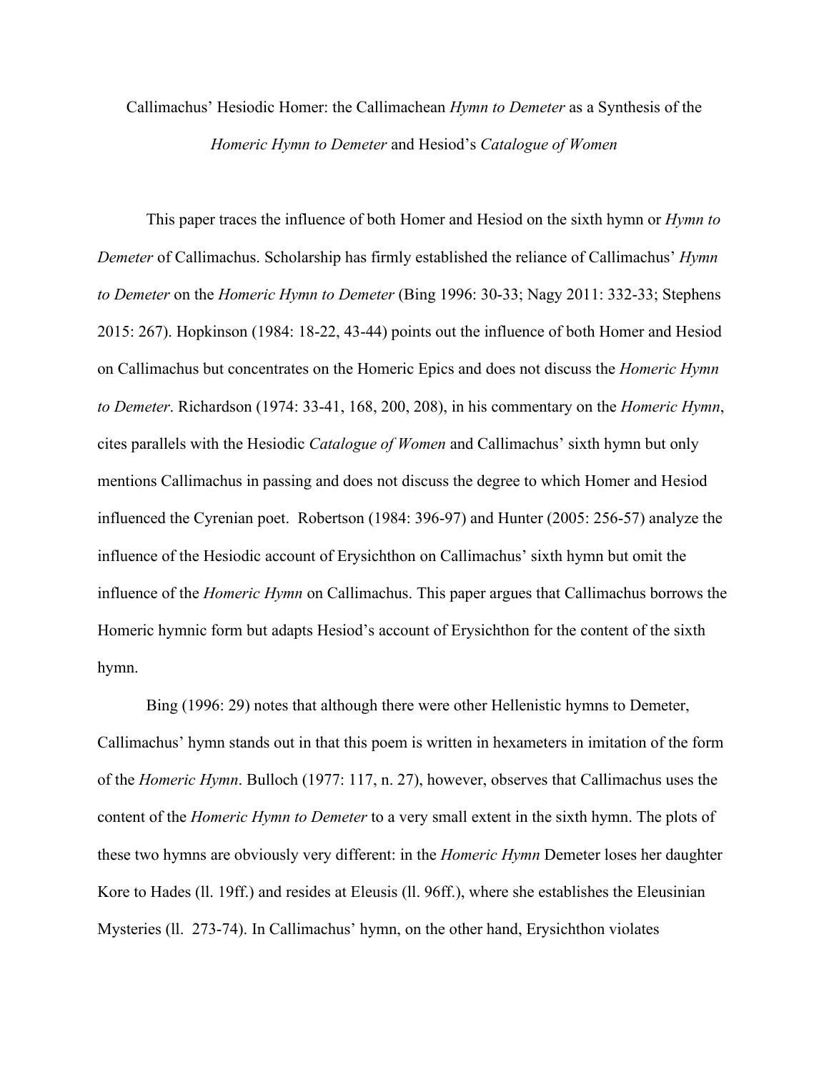# Callimachus' Hesiodic Homer: the Callimachean *Hymn to Demeter* as a Synthesis of the *Homeric Hymn to Demeter* and Hesiod's *Catalogue of Women*

This paper traces the influence of both Homer and Hesiod on the sixth hymn or *Hymn to Demeter* of Callimachus. Scholarship has firmly established the reliance of Callimachus' *Hymn to Demeter* on the *Homeric Hymn to Demeter* (Bing 1996: 30-33; Nagy 2011: 332-33; Stephens 2015: 267). Hopkinson (1984: 18-22, 43-44) points out the influence of both Homer and Hesiod on Callimachus but concentrates on the Homeric Epics and does not discuss the *Homeric Hymn to Demeter*. Richardson (1974: 33-41, 168, 200, 208), in his commentary on the *Homeric Hymn*, cites parallels with the Hesiodic *Catalogue of Women* and Callimachus' sixth hymn but only mentions Callimachus in passing and does not discuss the degree to which Homer and Hesiod influenced the Cyrenian poet. Robertson (1984: 396-97) and Hunter (2005: 256-57) analyze the influence of the Hesiodic account of Erysichthon on Callimachus' sixth hymn but omit the influence of the *Homeric Hymn* on Callimachus. This paper argues that Callimachus borrows the Homeric hymnic form but adapts Hesiod's account of Erysichthon for the content of the sixth hymn.

Bing (1996: 29) notes that although there were other Hellenistic hymns to Demeter, Callimachus' hymn stands out in that this poem is written in hexameters in imitation of the form of the *Homeric Hymn*. Bulloch (1977: 117, n. 27), however, observes that Callimachus uses the content of the *Homeric Hymn to Demeter* to a very small extent in the sixth hymn. The plots of these two hymns are obviously very different: in the *Homeric Hymn* Demeter loses her daughter Kore to Hades (ll. 19ff.) and resides at Eleusis (ll. 96ff.), where she establishes the Eleusinian Mysteries (ll. 273-74). In Callimachus' hymn, on the other hand, Erysichthon violates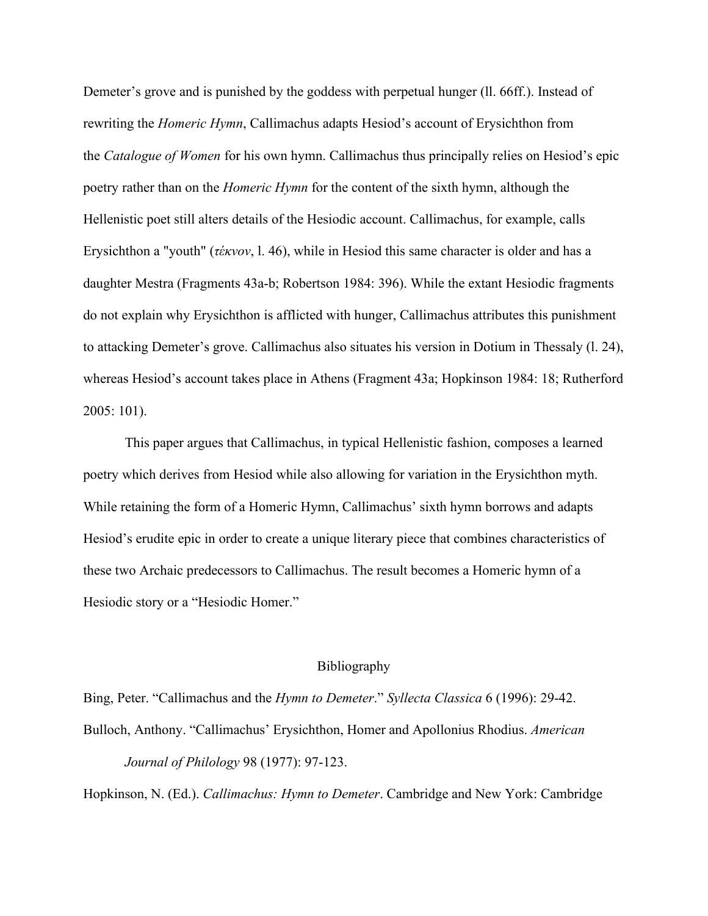Demeter's grove and is punished by the goddess with perpetual hunger (ll. 66ff.). Instead of rewriting the *Homeric Hymn*, Callimachus adapts Hesiod's account of Erysichthon from the *Catalogue of Women* for his own hymn. Callimachus thus principally relies on Hesiod's epic poetry rather than on the *Homeric Hymn* for the content of the sixth hymn, although the Hellenistic poet still alters details of the Hesiodic account. Callimachus, for example, calls Erysichthon a "youth" (*τέκνον*, l. 46), while in Hesiod this same character is older and has a daughter Mestra (Fragments 43a-b; Robertson 1984: 396). While the extant Hesiodic fragments do not explain why Erysichthon is afflicted with hunger, Callimachus attributes this punishment to attacking Demeter's grove. Callimachus also situates his version in Dotium in Thessaly (l. 24), whereas Hesiod's account takes place in Athens (Fragment 43a; Hopkinson 1984: 18; Rutherford 2005: 101).

This paper argues that Callimachus, in typical Hellenistic fashion, composes a learned poetry which derives from Hesiod while also allowing for variation in the Erysichthon myth. While retaining the form of a Homeric Hymn, Callimachus' sixth hymn borrows and adapts Hesiod's erudite epic in order to create a unique literary piece that combines characteristics of these two Archaic predecessors to Callimachus. The result becomes a Homeric hymn of a Hesiodic story or a "Hesiodic Homer."

## Bibliography

Bing, Peter. "Callimachus and the *Hymn to Demeter*." *Syllecta Classica* 6 (1996): 29-42.

Bulloch, Anthony. "Callimachus' Erysichthon, Homer and Apollonius Rhodius. *American Journal of Philology* 98 (1977): 97-123.

Hopkinson, N. (Ed.). *Callimachus: Hymn to Demeter*. Cambridge and New York: Cambridge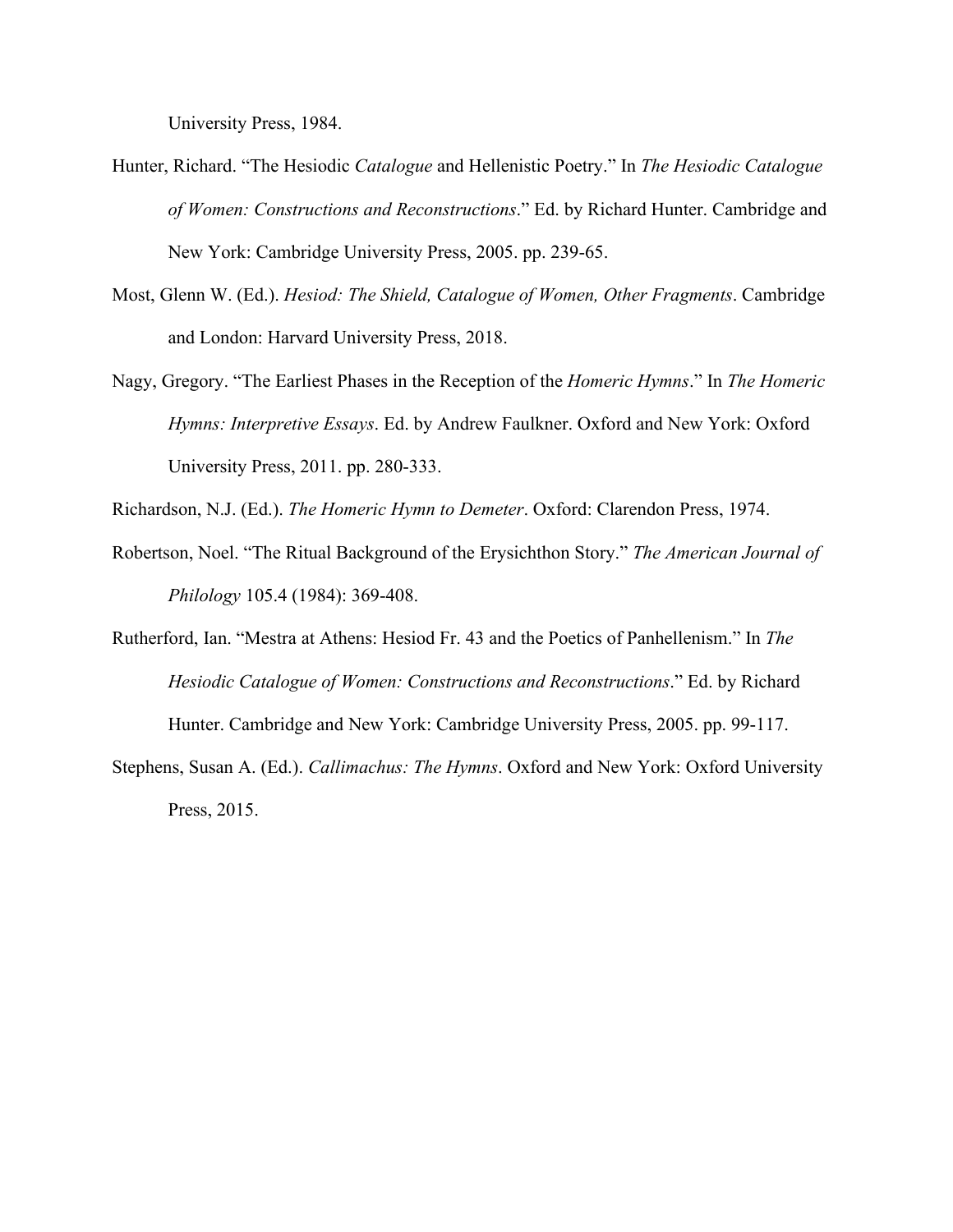University Press, 1984.

Hunter, Richard. "The Hesiodic *Catalogue* and Hellenistic Poetry." In *The Hesiodic Catalogue of Women: Constructions and Reconstructions*." Ed. by Richard Hunter. Cambridge and New York: Cambridge University Press, 2005. pp. 239-65.

Most, Glenn W. (Ed.). *Hesiod: The Shield, Catalogue of Women, Other Fragments*. Cambridge and London: Harvard University Press, 2018.

Nagy, Gregory. "The Earliest Phases in the Reception of the *Homeric Hymns*." In *The Homeric Hymns: Interpretive Essays*. Ed. by Andrew Faulkner. Oxford and New York: Oxford University Press, 2011. pp. 280-333.

Richardson, N.J. (Ed.). *The Homeric Hymn to Demeter*. Oxford: Clarendon Press, 1974.

Robertson, Noel. "The Ritual Background of the Erysichthon Story." *The American Journal of Philology* 105.4 (1984): 369-408.

Rutherford, Ian. "Mestra at Athens: Hesiod Fr. 43 and the Poetics of Panhellenism." In *The Hesiodic Catalogue of Women: Constructions and Reconstructions*." Ed. by Richard Hunter. Cambridge and New York: Cambridge University Press, 2005. pp. 99-117.

Stephens, Susan A. (Ed.). *Callimachus: The Hymns*. Oxford and New York: Oxford University Press, 2015.